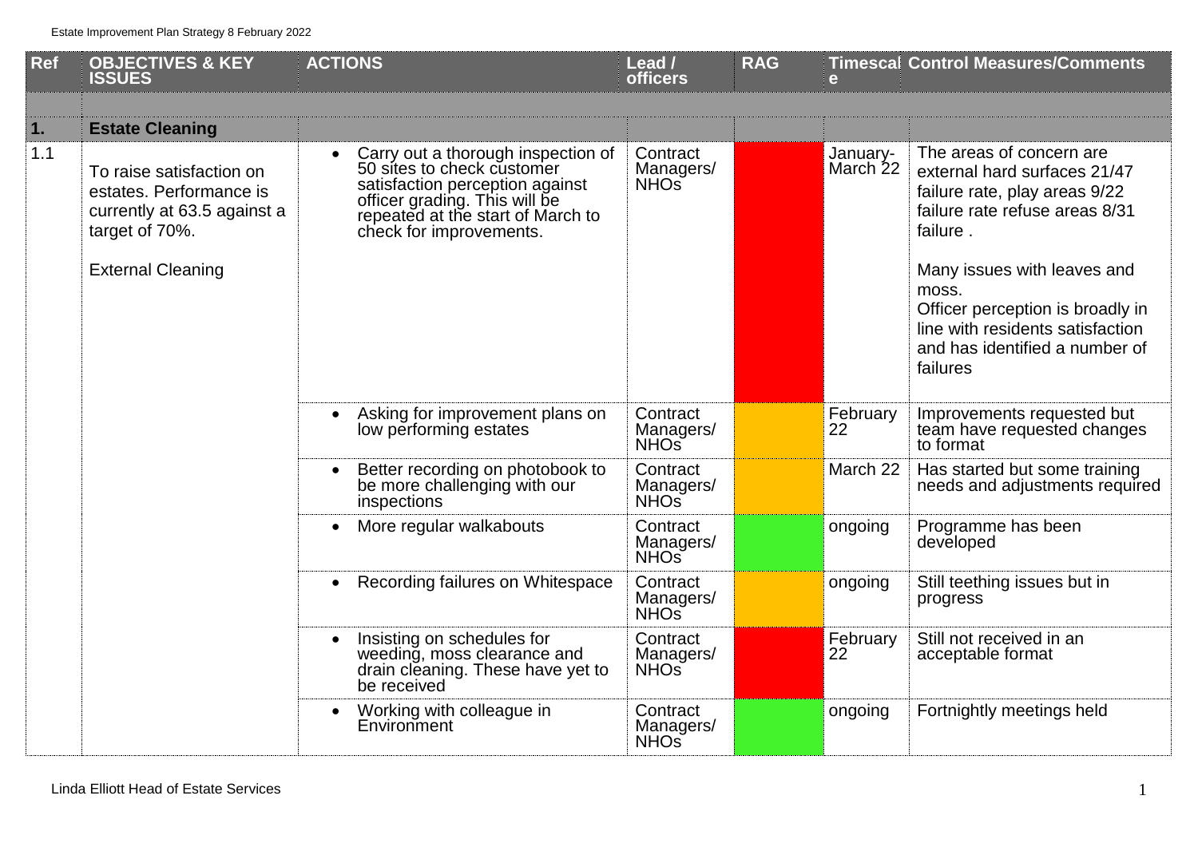| Ref | OBJECTIVES & KEY ISSUES | ACTIONS | Lead / officers | RAG | Timescale | Control Measures/Comments |
|---|---|---|---|---|---|---|
| | | | | | | |
| **1.** | **Estate Cleaning** | | | | | |
| 1.1 | To raise satisfaction on estates. Performance is currently at 63.5 against a target of 70%.<br><br>External Cleaning | • Carry out a thorough inspection of 50 sites to check customer satisfaction perception against officer grading. This will be repeated at the start of March to check for improvements. | Contract Managers/ NHOs | | January-March 22 | The areas of concern are external hard surfaces 21/47 failure rate, play areas 9/22 failure rate refuse areas 8/31 failure .<br><br>Many issues with leaves and moss.<br>Officer perception is broadly in line with residents satisfaction and has identified a number of failures |
| | | • Asking for improvement plans on low performing estates | Contract Managers/ NHOs | | February 22 | Improvements requested but team have requested changes to format |
| | | • Better recording on photobook to be more challenging with our inspections | Contract Managers/ NHOs | | March 22 | Has started but some training needs and adjustments required |
| | | • More regular walkabouts | Contract Managers/ NHOs | | ongoing | Programme has been developed |
| | | • Recording failures on Whitespace | Contract Managers/ NHOs | | ongoing | Still teething issues but in progress |
| | | • Insisting on schedules for weeding, moss clearance and drain cleaning. These have yet to be received | Contract Managers/ NHOs | | February 22 | Still not received in an acceptable format |
| | | • Working with colleague in Environment | Contract Managers/ NHOs | | ongoing | Fortnightly meetings held |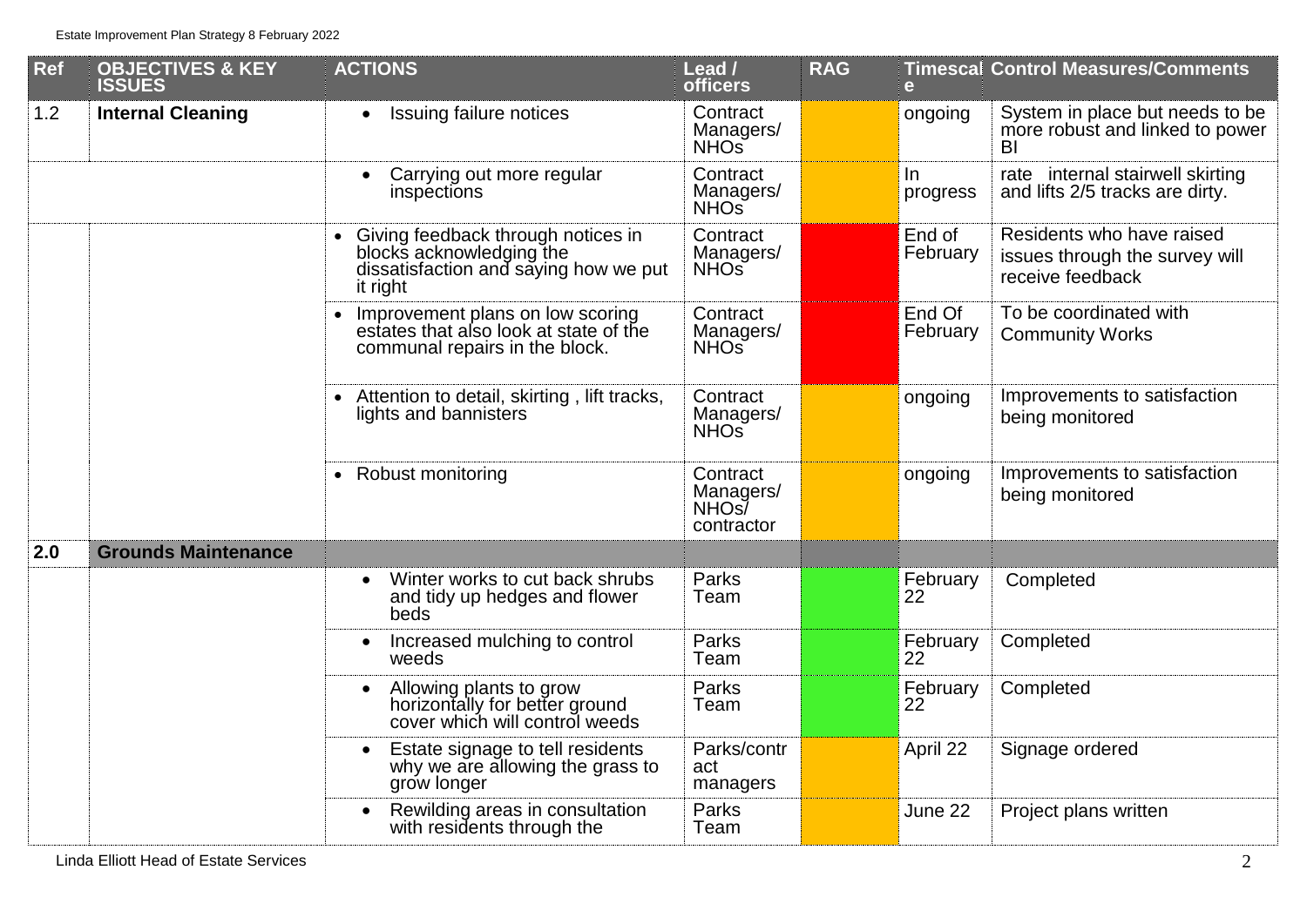| Ref | OBJECTIVES & KEY ISSUES | ACTIONS | Lead / officers | RAG | Timescale | Control Measures/Comments |
|---|---|---|---|---|---|---|
| 1.2 | **Internal Cleaning** | • Issuing failure notices | Contract Managers/ NHOs | | ongoing | System in place but needs to be more robust and linked to power BI |
| | | • Carrying out more regular inspections | Contract Managers/ NHOs | | In progress | rate internal stairwell skirting and lifts 2/5 tracks are dirty. |
| | | • Giving feedback through notices in blocks acknowledging the dissatisfaction and saying how we put it right | Contract Managers/ NHOs | | End of February | Residents who have raised issues through the survey will receive feedback |
| | | • Improvement plans on low scoring estates that also look at state of the communal repairs in the block. | Contract Managers/ NHOs | | End Of February | To be coordinated with Community Works |
| | | • Attention to detail, skirting , lift tracks, lights and bannisters | Contract Managers/ NHOs | | ongoing | Improvements to satisfaction being monitored |
| | | • Robust monitoring | Contract Managers/ NHOs/ contractor | | ongoing | Improvements to satisfaction being monitored |
| **2.0** | **Grounds Maintenance** | | | | | |
| | | • Winter works to cut back shrubs and tidy up hedges and flower beds | Parks Team | | February 22 | Completed |
| | | • Increased mulching to control weeds | Parks Team | | February 22 | Completed |
| | | • Allowing plants to grow horizontally for better ground cover which will control weeds | Parks Team | | February 22 | Completed |
| | | • Estate signage to tell residents why we are allowing the grass to grow longer | Parks/contract managers | | April 22 | Signage ordered |
| | | • Rewilding areas in consultation with residents through the | Parks Team | | June 22 | Project plans written |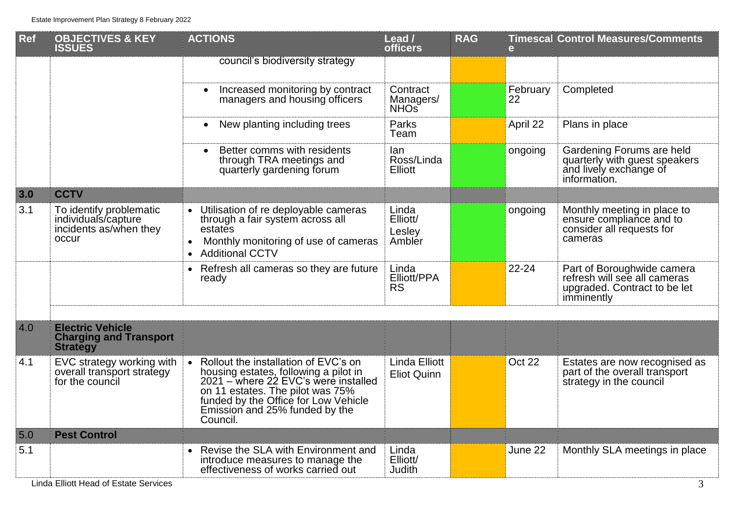| Ref | OBJECTIVES & KEY ISSUES | ACTIONS | Lead / officers | RAG | Timescale | Control Measures/Comments |
|---|---|---|---|---|---|---|
| | | council's biodiversity strategy | | | | |
| | | • Increased monitoring by contract managers and housing officers | Contract Managers/ NHOs | | February 22 | Completed |
| | | • New planting including trees | Parks Team | | April 22 | Plans in place |
| | | • Better comms with residents through TRA meetings and quarterly gardening forum | Ian Ross/Linda Elliott | | ongoing | Gardening Forums are held quarterly with guest speakers and lively exchange of information. |
| **3.0** | **CCTV** | | | | | |
| 3.1 | To identify problematic individuals/capture incidents as/when they occur | • Utilisation of re deployable cameras through a fair system across all estates<br>• Monthly monitoring of use of cameras<br>• Additional CCTV | Linda Elliott/ Lesley Ambler | | ongoing | Monthly meeting in place to ensure compliance and to consider all requests for cameras |
| | | • Refresh all cameras so they are future ready | Linda Elliott/PPA RS | | 22-24 | Part of Boroughwide camera refresh will see all cameras upgraded. Contract to be let imminently |
| 4.0 | **Electric Vehicle Charging and Transport Strategy** | | | | | |
| 4.1 | EVC strategy working with overall transport strategy for the council | • Rollout the installation of EVC's on housing estates, following a pilot in 2021 – where 22 EVC's were installed on 11 estates. The pilot was 75% funded by the Office for Low Vehicle Emission and 25% funded by the Council. | Linda Elliott<br>Eliot Quinn | | Oct 22 | Estates are now recognised as part of the overall transport strategy in the council |
| 5.0 | **Pest Control** | | | | | |
| 5.1 | | • Revise the SLA with Environment and introduce measures to manage the effectiveness of works carried out | Linda Elliott/ Judith | | June 22 | Monthly SLA meetings in place |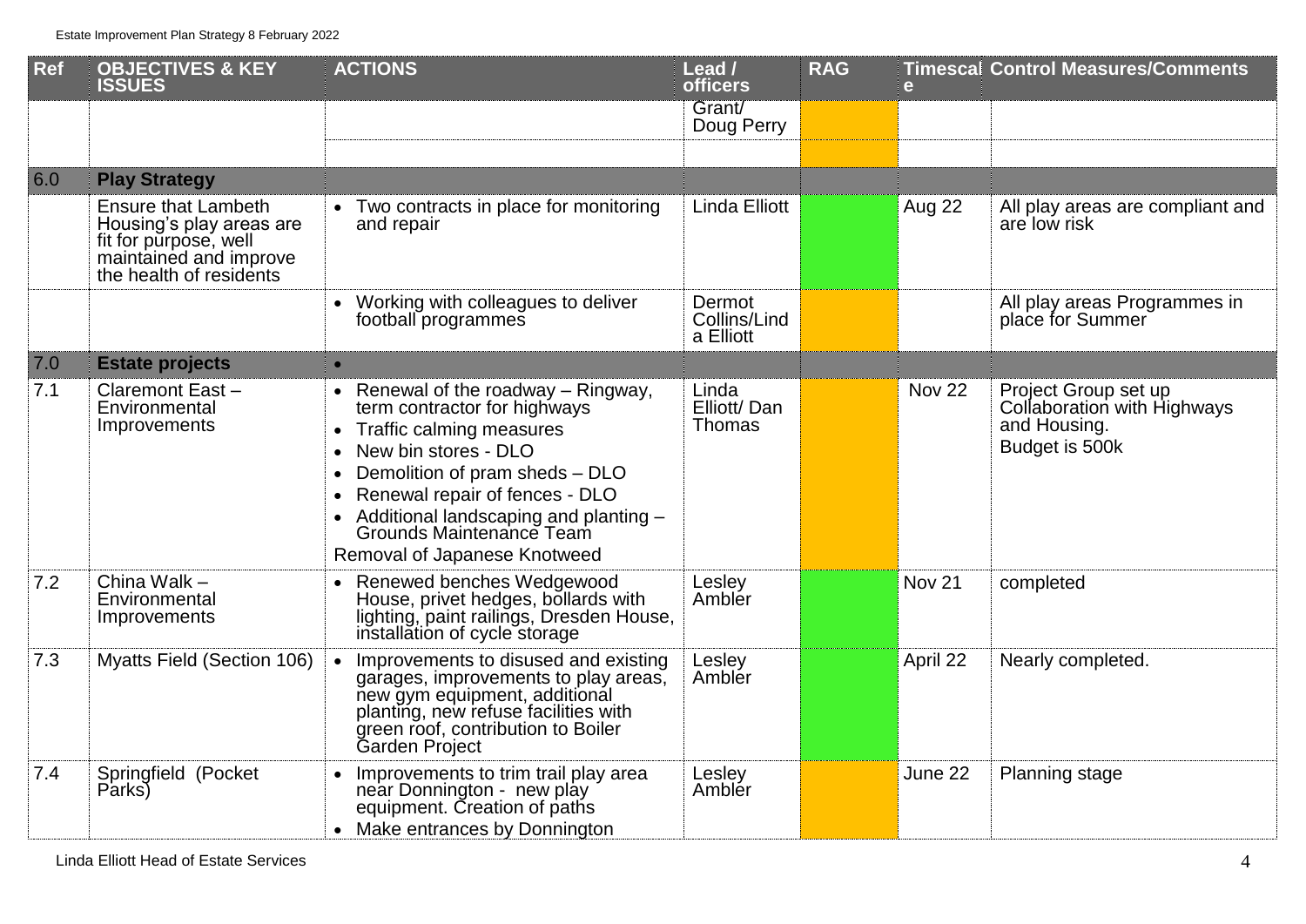| Ref | OBJECTIVES & KEY ISSUES | ACTIONS | Lead / officers | RAG | Timescale | Control Measures/Comments |
|---|---|---|---|---|---|---|
| | | | Grant/ Doug Perry | | | |
| | | | | | | |
| 6.0 | **Play Strategy** | | | | | |
| | Ensure that Lambeth Housing's play areas are fit for purpose, well maintained and improve the health of residents | • Two contracts in place for monitoring and repair | Linda Elliott | | Aug 22 | All play areas are compliant and are low risk |
| | | • Working with colleagues to deliver football programmes | Dermot Collins/Linda Elliott | | | All play areas Programmes in place for Summer |
| 7.0 | **Estate projects** | • | | | | |
| 7.1 | Claremont East – Environmental Improvements | • Renewal of the roadway – Ringway, term contractor for highways<br>• Traffic calming measures<br>• New bin stores - DLO<br>• Demolition of pram sheds – DLO<br>• Renewal repair of fences - DLO<br>• Additional landscaping and planting – Grounds Maintenance Team<br>Removal of Japanese Knotweed | Linda Elliott/ Dan Thomas | | Nov 22 | Project Group set up Collaboration with Highways and Housing.<br>Budget is 500k |
| 7.2 | China Walk – Environmental Improvements | • Renewed benches Wedgewood House, privet hedges, bollards with lighting, paint railings, Dresden House, installation of cycle storage | Lesley Ambler | | Nov 21 | completed |
| 7.3 | Myatts Field (Section 106) | • Improvements to disused and existing garages, improvements to play areas, new gym equipment, additional planting, new refuse facilities with green roof, contribution to Boiler Garden Project | Lesley Ambler | | April 22 | Nearly completed. |
| 7.4 | Springfield (Pocket Parks) | • Improvements to trim trail play area near Donnington - new play equipment. Creation of paths<br>• Make entrances by Donnington | Lesley Ambler | | June 22 | Planning stage |

Linda Elliott Head of Estate Services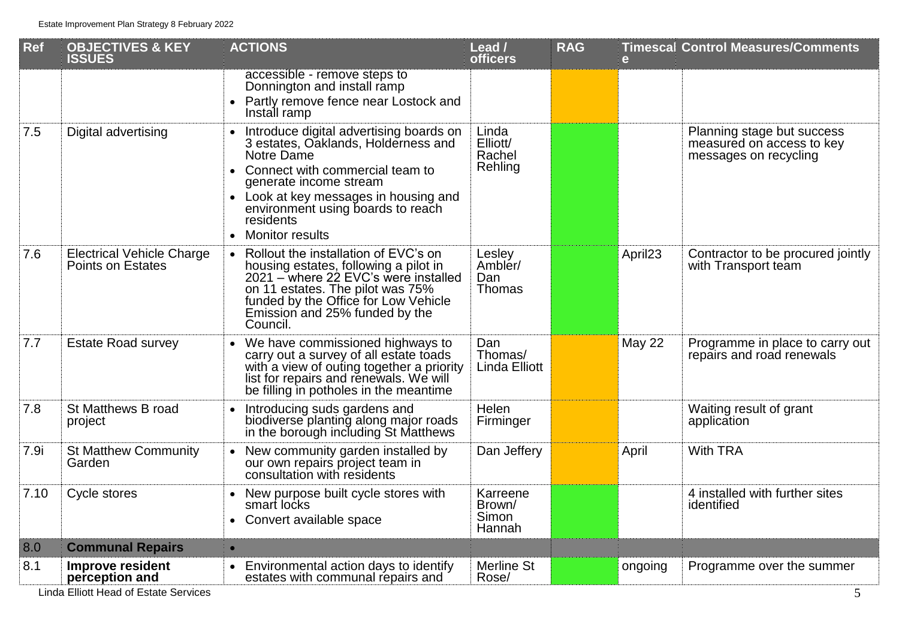| Ref | OBJECTIVES & KEY ISSUES | ACTIONS | Lead / officers | RAG | Timescale | Control Measures/Comments |
|---|---|---|---|---|---|---|
| | | accessible - remove steps to Donnington and install ramp<br>• Partly remove fence near Lostock and Install ramp | | | | |
| 7.5 | Digital advertising | • Introduce digital advertising boards on 3 estates, Oaklands, Holderness and Notre Dame<br>• Connect with commercial team to generate income stream<br>• Look at key messages in housing and environment using boards to reach residents<br>• Monitor results | Linda Elliott/ Rachel Rehling | | | Planning stage but success measured on access to key messages on recycling |
| 7.6 | Electrical Vehicle Charge Points on Estates | • Rollout the installation of EVC's on housing estates, following a pilot in 2021 – where 22 EVC's were installed on 11 estates. The pilot was 75% funded by the Office for Low Vehicle Emission and 25% funded by the Council. | Lesley Ambler/ Dan Thomas | | April23 | Contractor to be procured jointly with Transport team |
| 7.7 | Estate Road survey | • We have commissioned highways to carry out a survey of all estate toads with a view of outing together a priority list for repairs and renewals. We will be filling in potholes in the meantime | Dan Thomas/ Linda Elliott | | May 22 | Programme in place to carry out repairs and road renewals |
| 7.8 | St Matthews B road project | • Introducing suds gardens and biodiverse planting along major roads in the borough including St Matthews | Helen Firminger | | | Waiting result of grant application |
| 7.9i | St Matthew Community Garden | • New community garden installed by our own repairs project team in consultation with residents | Dan Jeffery | | April | With TRA |
| 7.10 | Cycle stores | • New purpose built cycle stores with smart locks<br>• Convert available space | Karreene Brown/ Simon Hannah | | | 4 installed with further sites identified |
| 8.0 | **Communal Repairs** | • | | | | |
| 8.1 | **Improve resident perception and** | • Environmental action days to identify estates with communal repairs and | Merline St Rose/ | | ongoing | Programme over the summer |

Linda Elliott Head of Estate Services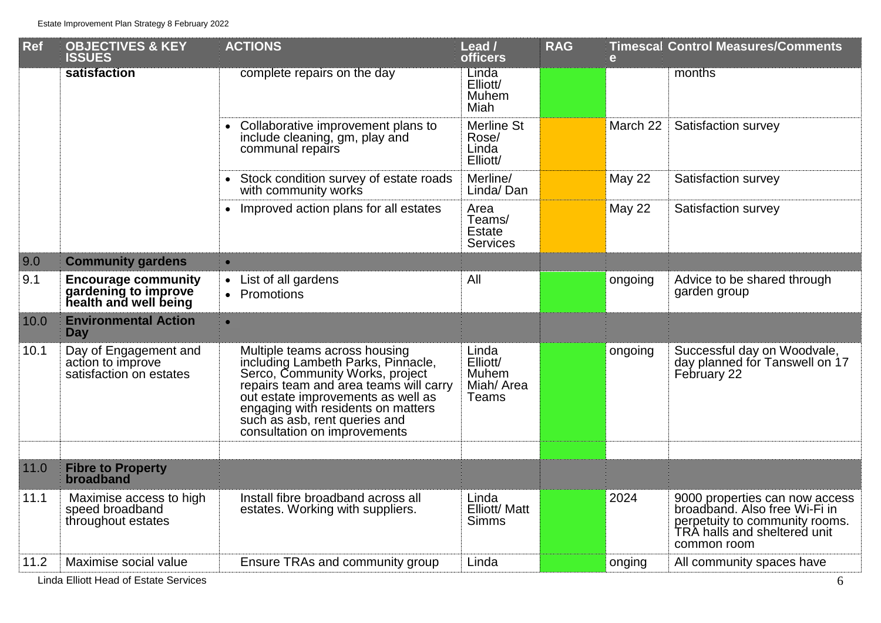| Ref | OBJECTIVES & KEY ISSUES | ACTIONS | Lead / officers | RAG | Timescale | Control Measures/Comments |
|---|---|---|---|---|---|---|
| | **satisfaction** | complete repairs on the day | Linda Elliott/ Muhem Miah | | | months |
| | | • Collaborative improvement plans to include cleaning, gm, play and communal repairs | Merline St Rose/ Linda Elliott/ | | March 22 | Satisfaction survey |
| | | • Stock condition survey of estate roads with community works | Merline/ Linda/ Dan | | May 22 | Satisfaction survey |
| | | • Improved action plans for all estates | Area Teams/ Estate Services | | May 22 | Satisfaction survey |
| 9.0 | **Community gardens** | • | | | | |
| 9.1 | **Encourage community gardening to improve health and well being** | • List of all gardens<br>• Promotions | All | | ongoing | Advice to be shared through garden group |
| 10.0 | **Environmental Action Day** | • | | | | |
| 10.1 | Day of Engagement and action to improve satisfaction on estates | Multiple teams across housing including Lambeth Parks, Pinnacle, Serco, Community Works, project repairs team and area teams will carry out estate improvements as well as engaging with residents on matters such as asb, rent queries and consultation on improvements | Linda Elliott/ Muhem Miah/ Area Teams | | ongoing | Successful day on Woodvale, day planned for Tanswell on 17 February 22 |
| | | | | | | |
| 11.0 | **Fibre to Property broadband** | | | | | |
| 11.1 | Maximise access to high speed broadband throughout estates | Install fibre broadband across all estates. Working with suppliers. | Linda Elliott/ Matt Simms | | 2024 | 9000 properties can now access broadband. Also free Wi-Fi in perpetuity to community rooms. TRA halls and sheltered unit common room |
| 11.2 | Maximise social value | Ensure TRAs and community group | Linda | | onging | All community spaces have |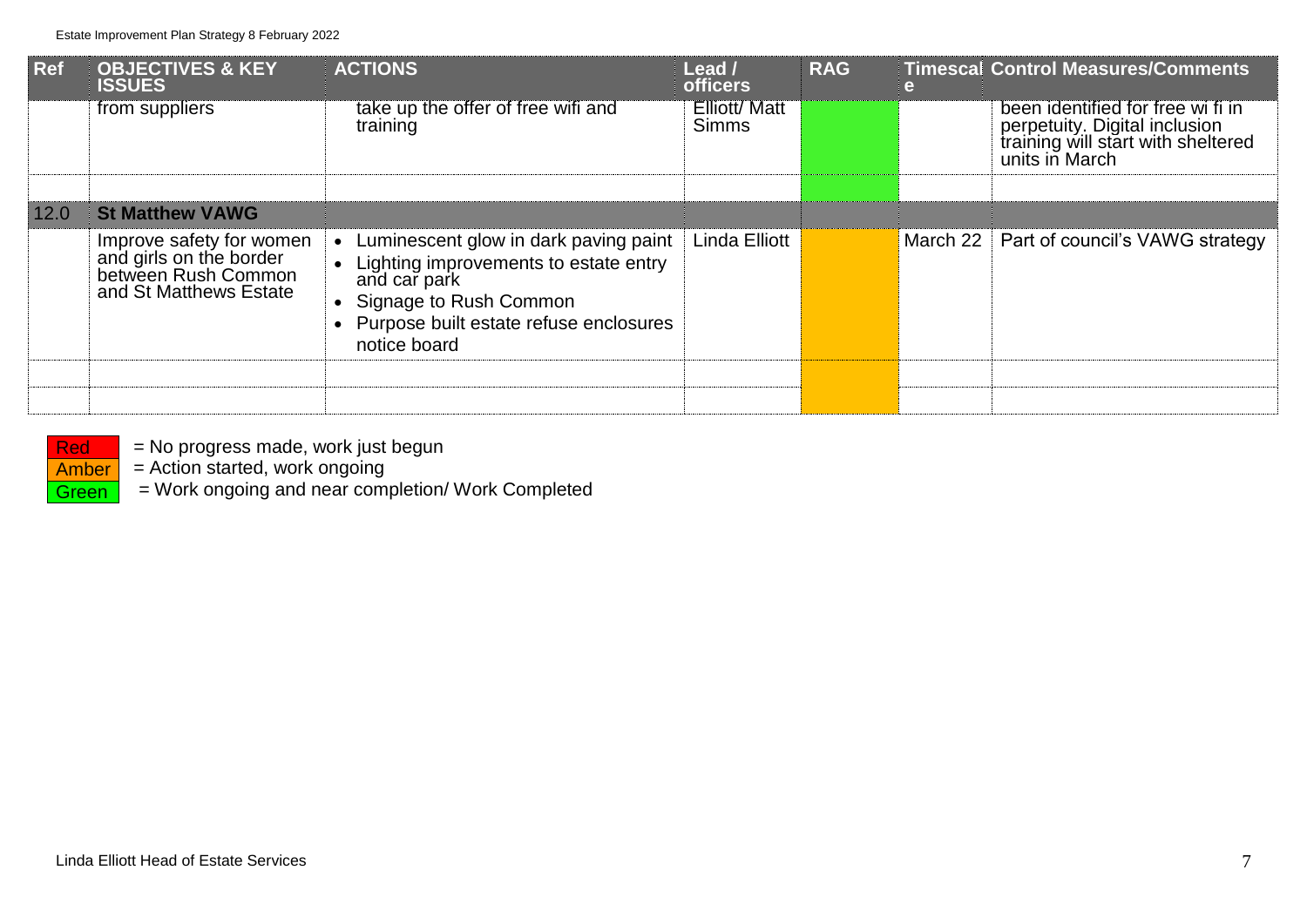| Ref | OBJECTIVES & KEY ISSUES | ACTIONS | Lead / officers | RAG | Timescale | Control Measures/Comments |
|---|---|---|---|---|---|---|
| | from suppliers | take up the offer of free wifi and training | Elliott/ Matt Simms | | | been identified for free wi fi in perpetuity. Digital inclusion training will start with sheltered units in March |
| | | | | | | |
| 12.0 | **St Matthew VAWG** | | | | | |
| | Improve safety for women and girls on the border between Rush Common and St Matthews Estate | • Luminescent glow in dark paving paint<br>• Lighting improvements to estate entry and car park<br>• Signage to Rush Common<br>• Purpose built estate refuse enclosures notice board | Linda Elliott | | March 22 | Part of council's VAWG strategy |
| | | | | | | |
| | | | | | | |

Red = No progress made, work just begun
Amber = Action started, work ongoing
Green = Work ongoing and near completion/ Work Completed